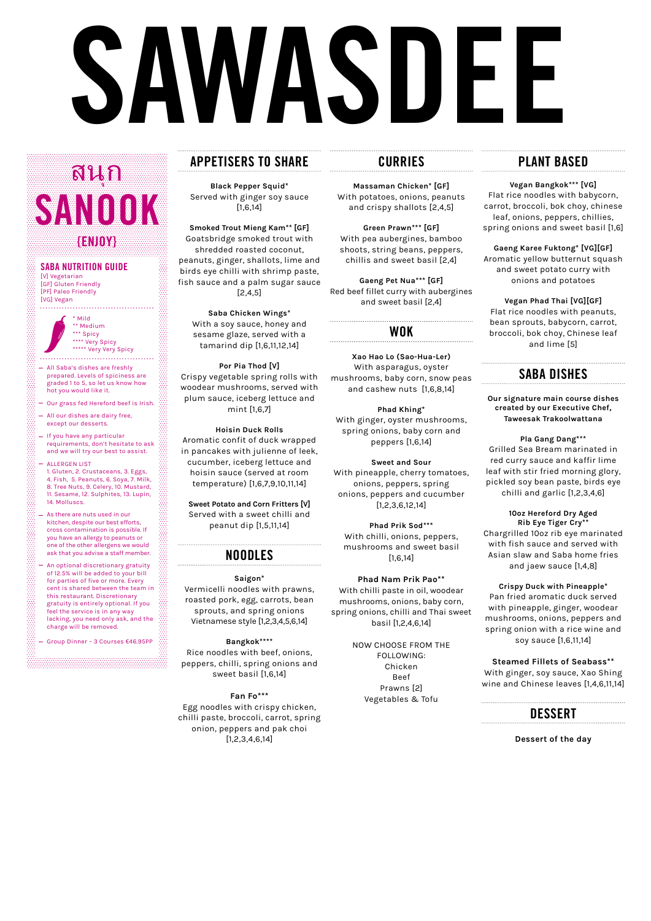# SAWASDEE

สนุก

## SANOOK

(ENJOY)

### SABA NUTRITION GUIDE

[V] Vegetarian
[GF] Gluten Friendly
[PF] Paleo Friendly
[VG] Vegan

\* Mild
\*\* Medium
\*\*\* Spicy
\*\*\*\* Very Spicy
\*\*\*\*\* Very Very Spicy

- All Saba's dishes are freshly prepared. Levels of spiciness are graded 1 to 5, so let us know how hot you would like it.
- Our grass fed Hereford beef is Irish.
- All our dishes are dairy free, except our desserts.
- If you have any particular requirements, don't hesitate to ask and we will try our best to assist.
- ALLERGEN LIST
  1. Gluten, 2. Crustaceans, 3. Eggs, 4. Fish, 5. Peanuts, 6. Soya, 7. Milk, 8. Tree Nuts, 9. Celery, 10. Mustard, 11. Sesame, 12. Sulphites, 13. Lupin, 14. Molluscs.
- As there are nuts used in our kitchen, despite our best efforts, cross contamination is possible. If you have an allergy to peanuts or one of the other allergens we would ask that you advise a staff member.
- An optional discretionary gratuity of 12.5% will be added to your bill for parties of five or more. Every cent is shared between the team in this restaurant. Discretionary gratuity is entirely optional. If you feel the service is in any way lacking, you need only ask, and the charge will be removed.
- Group Dinner - 3 Courses €46.95PP

## APPETISERS TO SHARE

**Black Pepper Squid***
Served with ginger soy sauce [1,6,14]

**Smoked Trout Mieng Kam** [GF]**
Goatsbridge smoked trout with shredded roasted coconut, peanuts, ginger, shallots, lime and birds eye chilli with shrimp paste, fish sauce and a palm sugar sauce [2,4,5]

**Saba Chicken Wings***
With a soy sauce, honey and sesame glaze, served with a tamarind dip [1,6,11,12,14]

**Por Pia Thod [V]**
Crispy vegetable spring rolls with woodear mushrooms, served with plum sauce, iceberg lettuce and mint [1,6,7]

**Hoisin Duck Rolls**
Aromatic confit of duck wrapped in pancakes with julienne of leek, cucumber, iceberg lettuce and hoisin sauce (served at room temperature) [1,6,7,9,10,11,14]

**Sweet Potato and Corn Fritters [V]**
Served with a sweet chilli and peanut dip [1,5,11,14]

## NOODLES

**Saigon***
Vermicelli noodles with prawns, roasted pork, egg, carrots, bean sprouts, and spring onions Vietnamese style [1,2,3,4,5,6,14]

**Bangkok******
Rice noodles with beef, onions, peppers, chilli, spring onions and sweet basil [1,6,14]

**Fan Fo*****
Egg noodles with crispy chicken, chilli paste, broccoli, carrot, spring onion, peppers and pak choi [1,2,3,4,6,14]

## CURRIES

**Massaman Chicken* [GF]**
With potatoes, onions, peanuts and crispy shallots [2,4,5]

**Green Prawn*** [GF]**
With pea aubergines, bamboo shoots, string beans, peppers, chillis and sweet basil [2,4]

**Gaeng Pet Nua*** [GF]**
Red beef fillet curry with aubergines and sweet basil [2,4]

## WOK

**Xao Hao Lo (Sao-Hua-Ler)**
With asparagus, oyster mushrooms, baby corn, snow peas and cashew nuts [1,6,8,14]

**Phad Khing***
With ginger, oyster mushrooms, spring onions, baby corn and peppers [1,6,14]

**Sweet and Sour**
With pineapple, cherry tomatoes, onions, peppers, spring onions, peppers and cucumber [1,2,3,6,12,14]

**Phad Prik Sod*****
With chilli, onions, peppers, mushrooms and sweet basil [1,6,14]

**Phad Nam Prik Pao****
With chilli paste in oil, woodear mushrooms, onions, baby corn, spring onions, chilli and Thai sweet basil [1,2,4,6,14]

NOW CHOOSE FROM THE FOLLOWING:
Chicken
Beef
Prawns [2]
Vegetables & Tofu

## PLANT BASED

**Vegan Bangkok*** [VG]**
Flat rice noodles with babycorn, carrot, broccoli, bok choy, chinese leaf, onions, peppers, chillies, spring onions and sweet basil [1,6]

**Gaeng Karee Fuktong* [VG][GF]**
Aromatic yellow butternut squash and sweet potato curry with onions and potatoes

**Vegan Phad Thai [VG][GF]**
Flat rice noodles with peanuts, bean sprouts, babycorn, carrot, broccoli, bok choy, Chinese leaf and lime [5]

## SABA DISHES

**Our signature main course dishes created by our Executive Chef, Taweesak Trakoolwattana**

**Pla Gang Dang*****
Grilled Sea Bream marinated in red curry sauce and kaffir lime leaf with stir fried morning glory, pickled soy bean paste, birds eye chilli and garlic [1,2,3,4,6]

**10oz Hereford Dry Aged Rib Eye Tiger Cry****
Chargrilled 10oz rib eye marinated with fish sauce and served with Asian slaw and Saba home fries and jaew sauce [1,4,8]

**Crispy Duck with Pineapple***
Pan fried aromatic duck served with pineapple, ginger, woodear mushrooms, onions, peppers and spring onion with a rice wine and soy sauce [1,6,11,14]

**Steamed Fillets of Seabass****
With ginger, soy sauce, Xao Shing wine and Chinese leaves [1,4,6,11,14]

## DESSERT

**Dessert of the day**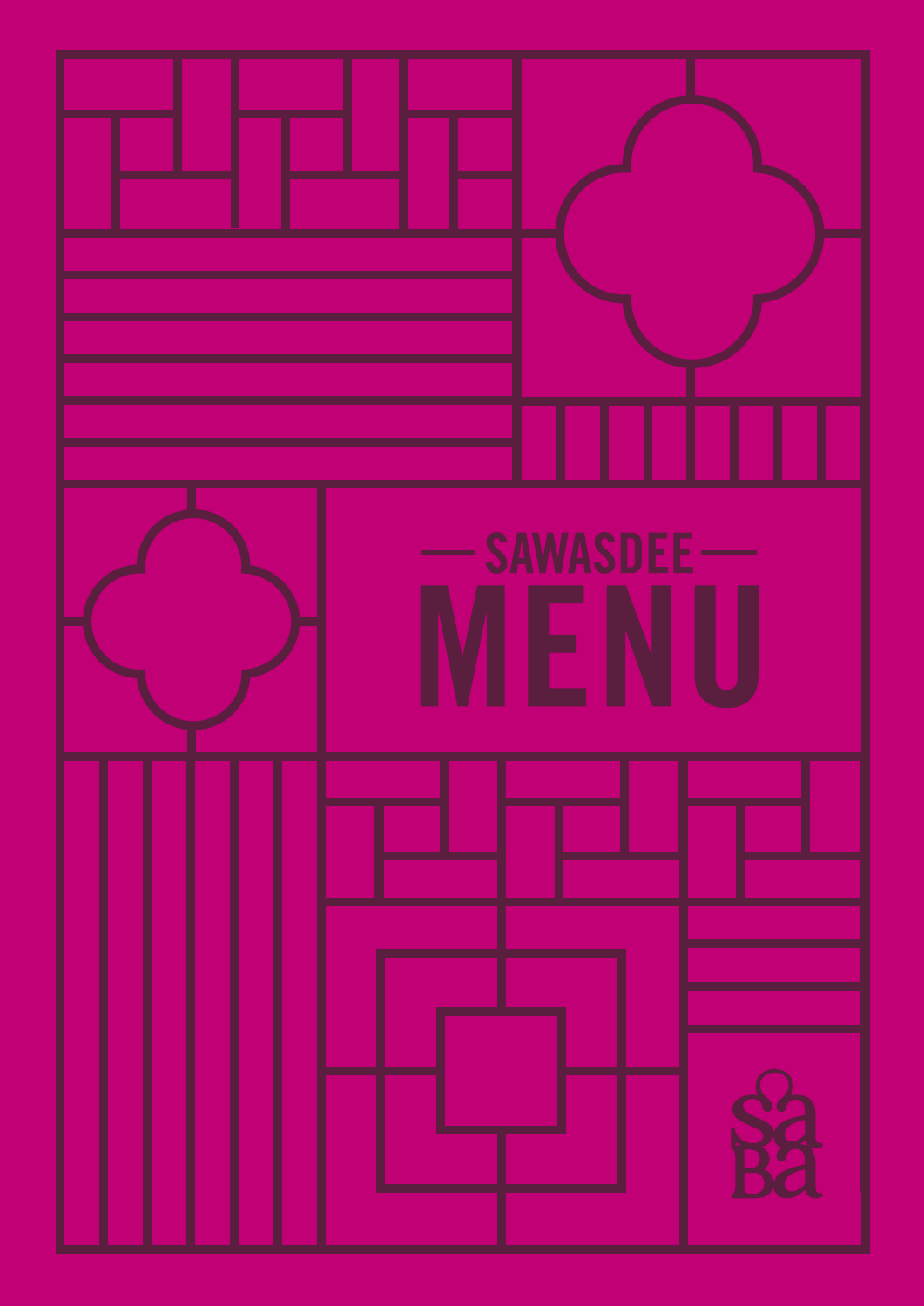SAWASDEE

# MENU

saba